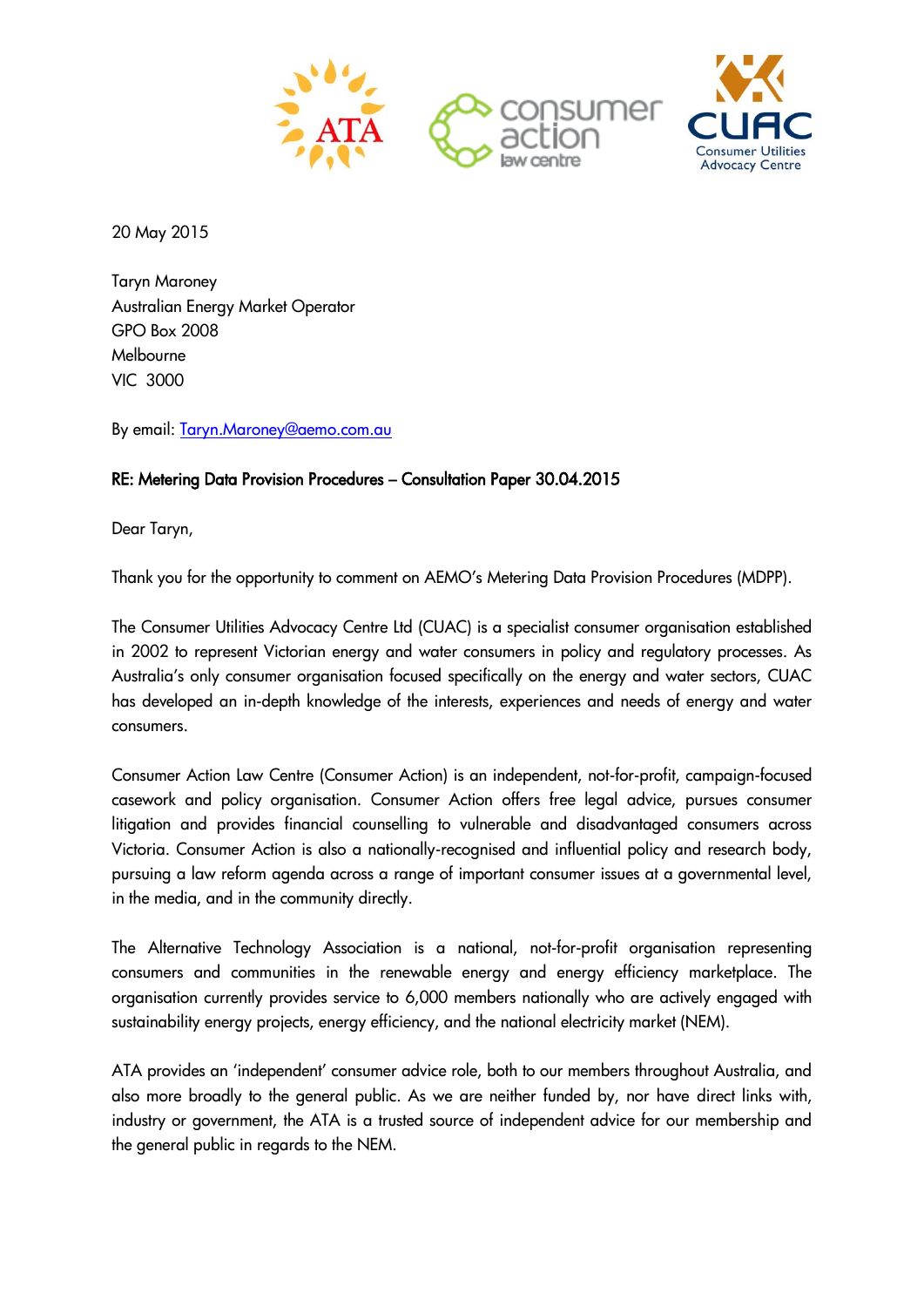20 May 2015

Taryn Maroney
Australian Energy Market Operator
GPO Box 2008
Melbourne
VIC 3000

By email: Taryn.Maroney@aemo.com.au

**RE: Metering Data Provision Procedures – Consultation Paper 30.04.2015**

Dear Taryn,

Thank you for the opportunity to comment on AEMO's Metering Data Provision Procedures (MDPP).

The Consumer Utilities Advocacy Centre Ltd (CUAC) is a specialist consumer organisation established in 2002 to represent Victorian energy and water consumers in policy and regulatory processes. As Australia's only consumer organisation focused specifically on the energy and water sectors, CUAC has developed an in-depth knowledge of the interests, experiences and needs of energy and water consumers.

Consumer Action Law Centre (Consumer Action) is an independent, not-for-profit, campaign-focused casework and policy organisation. Consumer Action offers free legal advice, pursues consumer litigation and provides financial counselling to vulnerable and disadvantaged consumers across Victoria. Consumer Action is also a nationally-recognised and influential policy and research body, pursuing a law reform agenda across a range of important consumer issues at a governmental level, in the media, and in the community directly.

The Alternative Technology Association is a national, not-for-profit organisation representing consumers and communities in the renewable energy and energy efficiency marketplace. The organisation currently provides service to 6,000 members nationally who are actively engaged with sustainability energy projects, energy efficiency, and the national electricity market (NEM).

ATA provides an 'independent' consumer advice role, both to our members throughout Australia, and also more broadly to the general public. As we are neither funded by, nor have direct links with, industry or government, the ATA is a trusted source of independent advice for our membership and the general public in regards to the NEM.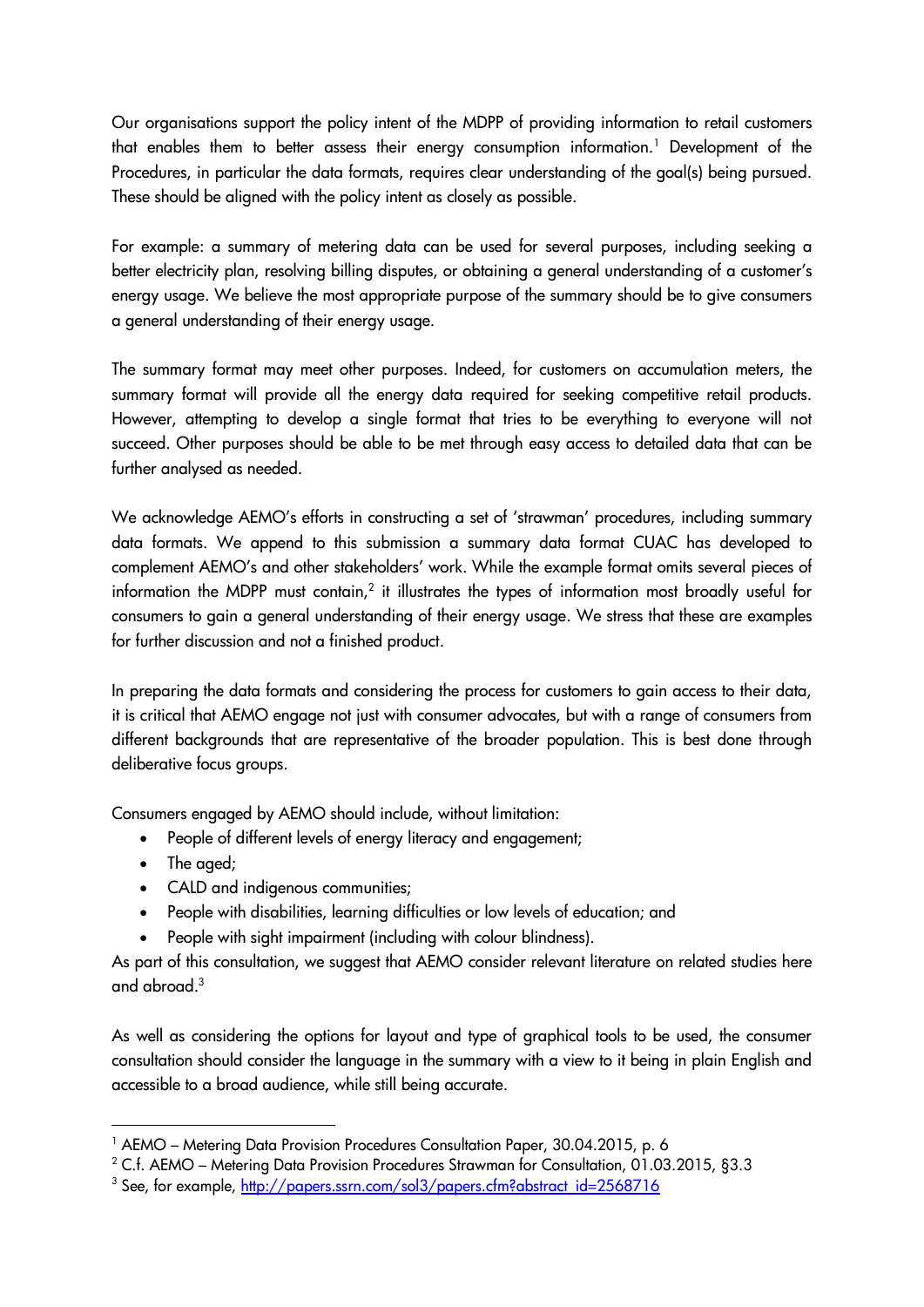Our organisations support the policy intent of the MDPP of providing information to retail customers that enables them to better assess their energy consumption information.[1] Development of the Procedures, in particular the data formats, requires clear understanding of the goal(s) being pursued. These should be aligned with the policy intent as closely as possible.

For example: a summary of metering data can be used for several purposes, including seeking a better electricity plan, resolving billing disputes, or obtaining a general understanding of a customer's energy usage. We believe the most appropriate purpose of the summary should be to give consumers a general understanding of their energy usage.

The summary format may meet other purposes. Indeed, for customers on accumulation meters, the summary format will provide all the energy data required for seeking competitive retail products. However, attempting to develop a single format that tries to be everything to everyone will not succeed. Other purposes should be able to be met through easy access to detailed data that can be further analysed as needed.

We acknowledge AEMO's efforts in constructing a set of 'strawman' procedures, including summary data formats. We append to this submission a summary data format CUAC has developed to complement AEMO's and other stakeholders' work. While the example format omits several pieces of information the MDPP must contain,[2] it illustrates the types of information most broadly useful for consumers to gain a general understanding of their energy usage. We stress that these are examples for further discussion and not a finished product.

In preparing the data formats and considering the process for customers to gain access to their data, it is critical that AEMO engage not just with consumer advocates, but with a range of consumers from different backgrounds that are representative of the broader population. This is best done through deliberative focus groups.

Consumers engaged by AEMO should include, without limitation:

- People of different levels of energy literacy and engagement;
- The aged;
- CALD and indigenous communities;
- People with disabilities, learning difficulties or low levels of education; and
- People with sight impairment (including with colour blindness).

As part of this consultation, we suggest that AEMO consider relevant literature on related studies here and abroad.[3]

As well as considering the options for layout and type of graphical tools to be used, the consumer consultation should consider the language in the summary with a view to it being in plain English and accessible to a broad audience, while still being accurate.

---

[1] AEMO – Metering Data Provision Procedures Consultation Paper, 30.04.2015, p. 6

[2] C.f. AEMO – Metering Data Provision Procedures Strawman for Consultation, 01.03.2015, §3.3

[3] See, for example, http://papers.ssrn.com/sol3/papers.cfm?abstract_id=2568716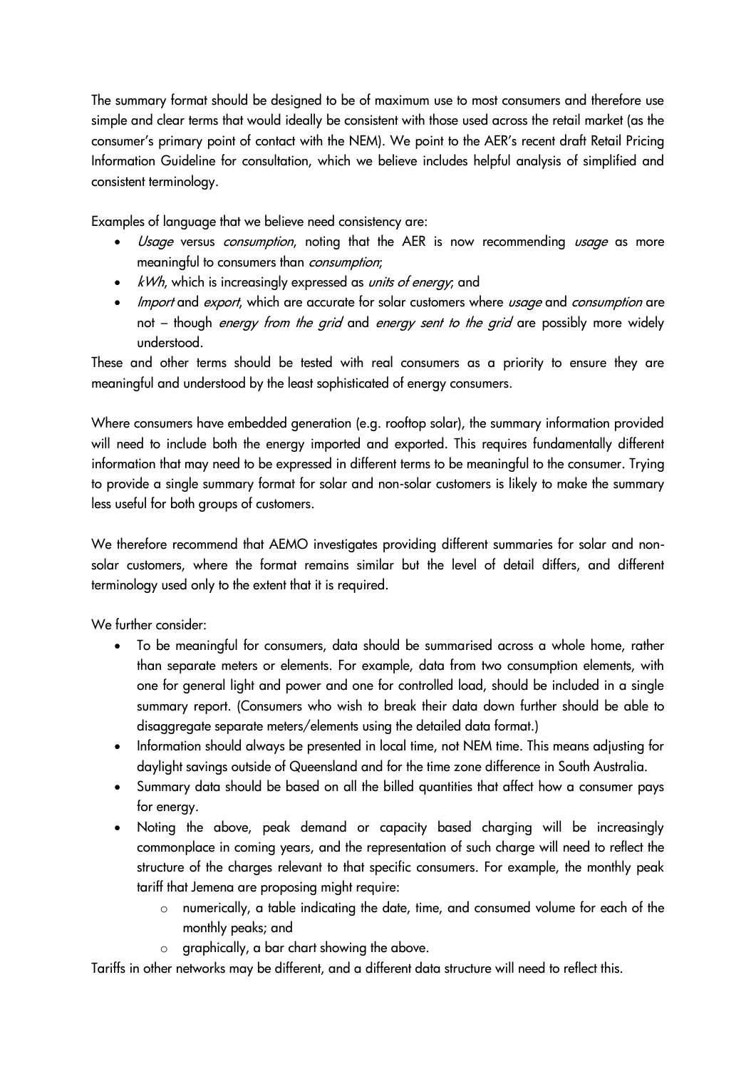The summary format should be designed to be of maximum use to most consumers and therefore use simple and clear terms that would ideally be consistent with those used across the retail market (as the consumer's primary point of contact with the NEM). We point to the AER's recent draft Retail Pricing Information Guideline for consultation, which we believe includes helpful analysis of simplified and consistent terminology.

Examples of language that we believe need consistency are:

- *Usage* versus *consumption*, noting that the AER is now recommending *usage* as more meaningful to consumers than *consumption*;
- *kWh*, which is increasingly expressed as *units of energy*; and
- *Import* and *export*, which are accurate for solar customers where *usage* and *consumption* are not – though *energy from the grid* and *energy sent to the grid* are possibly more widely understood.

These and other terms should be tested with real consumers as a priority to ensure they are meaningful and understood by the least sophisticated of energy consumers.

Where consumers have embedded generation (e.g. rooftop solar), the summary information provided will need to include both the energy imported and exported. This requires fundamentally different information that may need to be expressed in different terms to be meaningful to the consumer. Trying to provide a single summary format for solar and non-solar customers is likely to make the summary less useful for both groups of customers.

We therefore recommend that AEMO investigates providing different summaries for solar and non-solar customers, where the format remains similar but the level of detail differs, and different terminology used only to the extent that it is required.

We further consider:

- To be meaningful for consumers, data should be summarised across a whole home, rather than separate meters or elements. For example, data from two consumption elements, with one for general light and power and one for controlled load, should be included in a single summary report. (Consumers who wish to break their data down further should be able to disaggregate separate meters/elements using the detailed data format.)
- Information should always be presented in local time, not NEM time. This means adjusting for daylight savings outside of Queensland and for the time zone difference in South Australia.
- Summary data should be based on all the billed quantities that affect how a consumer pays for energy.
- Noting the above, peak demand or capacity based charging will be increasingly commonplace in coming years, and the representation of such charge will need to reflect the structure of the charges relevant to that specific consumers. For example, the monthly peak tariff that Jemena are proposing might require:
  - numerically, a table indicating the date, time, and consumed volume for each of the monthly peaks; and
  - graphically, a bar chart showing the above.

Tariffs in other networks may be different, and a different data structure will need to reflect this.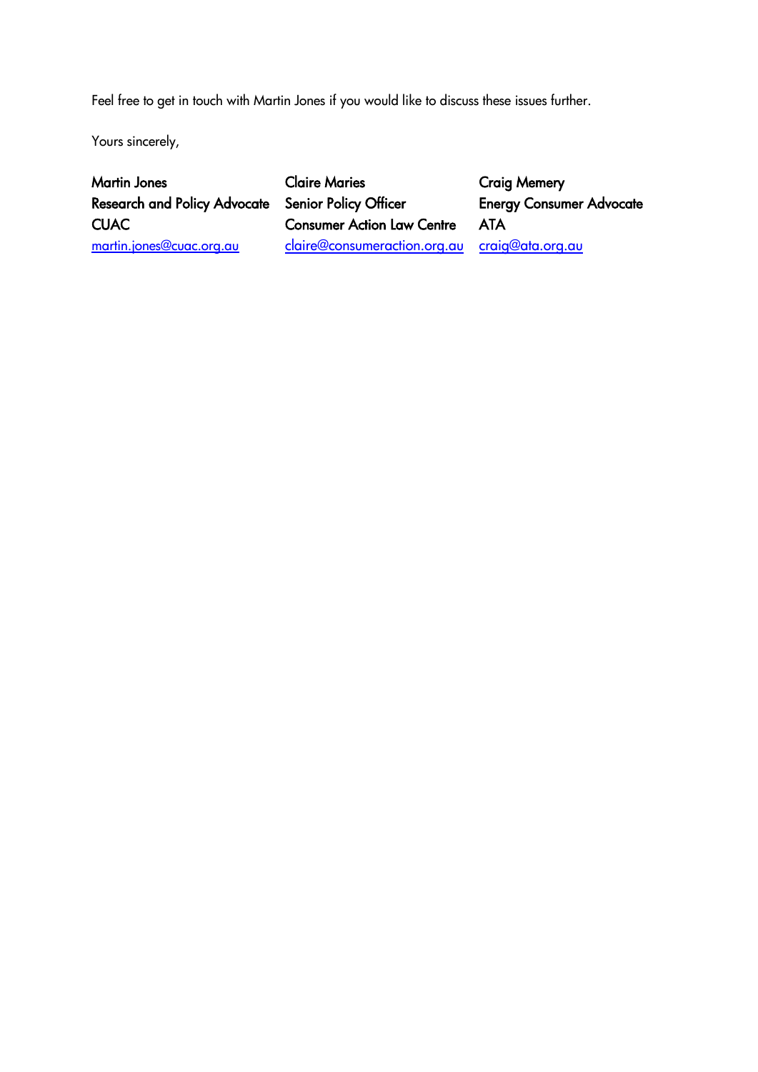Feel free to get in touch with Martin Jones if you would like to discuss these issues further.

Yours sincerely,

**Martin Jones**
**Research and Policy Advocate**
**CUAC**
martin.jones@cuac.org.au

**Claire Maries**
**Senior Policy Officer**
**Consumer Action Law Centre**
claire@consumeraction.org.au

**Craig Memery**
**Energy Consumer Advocate**
**ATA**
craig@ata.org.au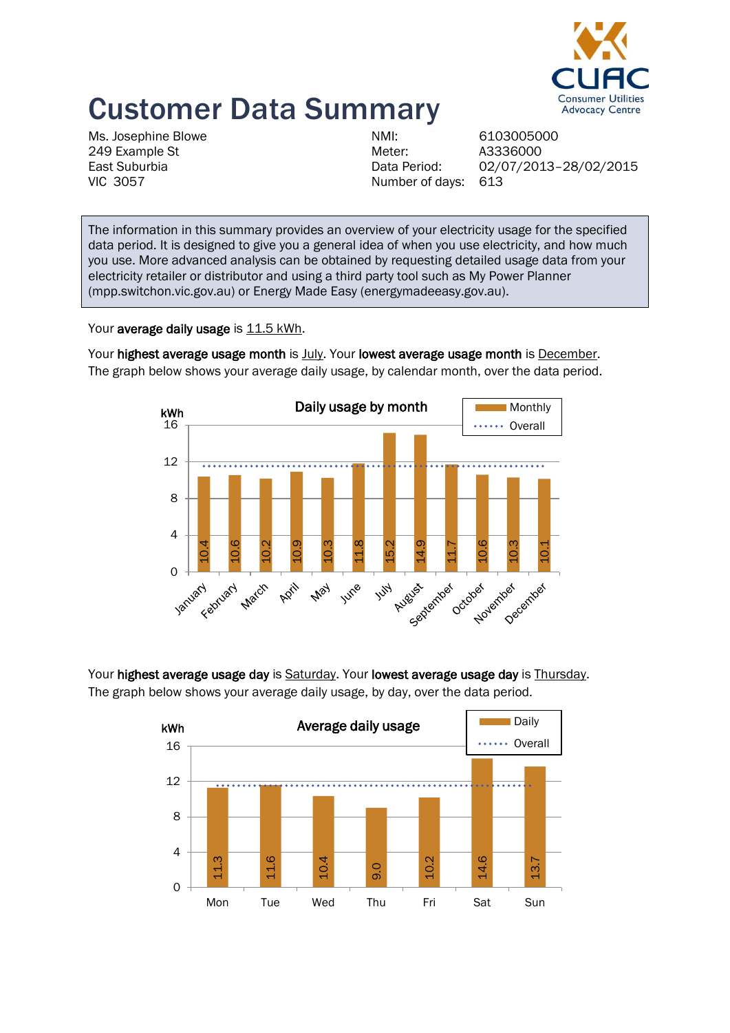# Customer Data Summary

Ms. Josephine Blowe
249 Example St
East Suburbia
VIC 3057

| | |
|---|---|
| NMI: | 6103005000 |
| Meter: | A3336000 |
| Data Period: | 02/07/2013–28/02/2015 |
| Number of days: | 613 |

The information in this summary provides an overview of your electricity usage for the specified data period. It is designed to give you a general idea of when you use electricity, and how much you use. More advanced analysis can be obtained by requesting detailed usage data from your electricity retailer or distributor and using a third party tool such as My Power Planner (mpp.switchon.vic.gov.au) or Energy Made Easy (energymadeeasy.gov.au).

Your **average daily usage** is 11.5 kWh.

Your **highest average usage month** is July. Your **lowest average usage month** is December.
The graph below shows your average daily usage, by calendar month, over the data period.

**Daily usage by month** (kWh)

| Month | Monthly |
|---|---|
| January | 10.4 |
| February | 10.6 |
| March | 10.2 |
| April | 10.9 |
| May | 10.3 |
| June | 11.8 |
| July | 15.2 |
| August | 14.9 |
| September | 11.7 |
| October | 10.6 |
| November | 10.3 |
| December | 10.1 |

Your **highest average usage day** is Saturday. Your **lowest average usage day** is Thursday.
The graph below shows your average daily usage, by day, over the data period.

**Average daily usage** (kWh)

| Day | Daily |
|---|---|
| Mon | 11.3 |
| Tue | 11.6 |
| Wed | 10.4 |
| Thu | 9.0 |
| Fri | 10.2 |
| Sat | 14.6 |
| Sun | 13.7 |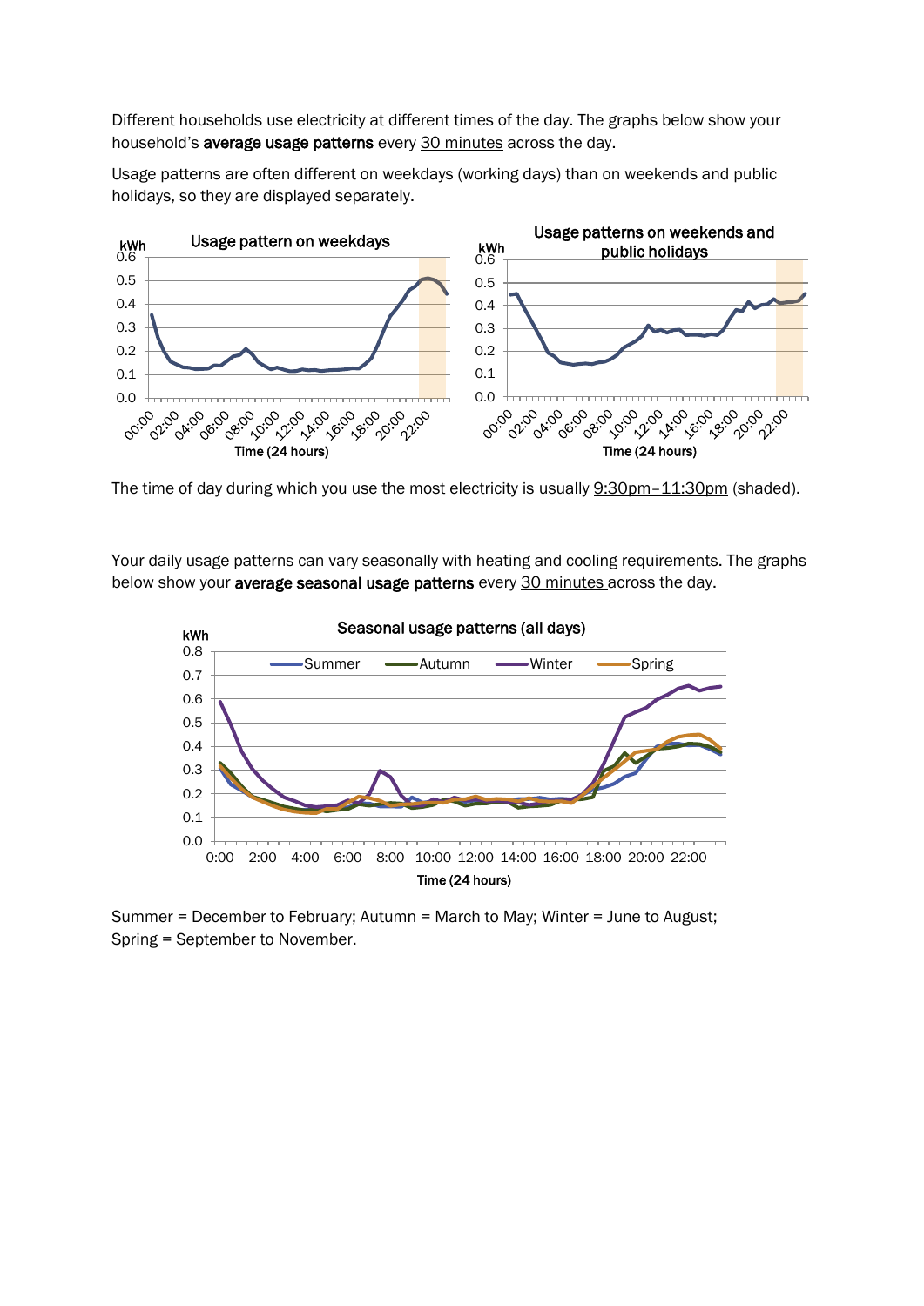Different households use electricity at different times of the day. The graphs below show your household's **average usage patterns** every 30 minutes across the day.

Usage patterns are often different on weekdays (working days) than on weekends and public holidays, so they are displayed separately.

**Usage pattern on weekdays**

kWh

0.6
0.5
0.4
0.3
0.2
0.1
0.0

00:00 02:00 04:00 06:00 08:00 10:00 12:00 14:00 16:00 18:00 20:00 22:00

Time (24 hours)

**Usage patterns on weekends and public holidays**

kWh

0.6
0.5
0.4
0.3
0.2
0.1
0.0

00:00 02:00 04:00 06:00 08:00 10:00 12:00 14:00 16:00 18:00 20:00 22:00

Time (24 hours)

The time of day during which you use the most electricity is usually 9:30pm–11:30pm (shaded).

Your daily usage patterns can vary seasonally with heating and cooling requirements. The graphs below show your **average seasonal usage patterns** every 30 minutes across the day.

**Seasonal usage patterns (all days)**

kWh

0.8
0.7
0.6
0.5
0.4
0.3
0.2
0.1
0.0

Summer Autumn Winter Spring

0:00 2:00 4:00 6:00 8:00 10:00 12:00 14:00 16:00 18:00 20:00 22:00

Time (24 hours)

Summer = December to February; Autumn = March to May; Winter = June to August; Spring = September to November.